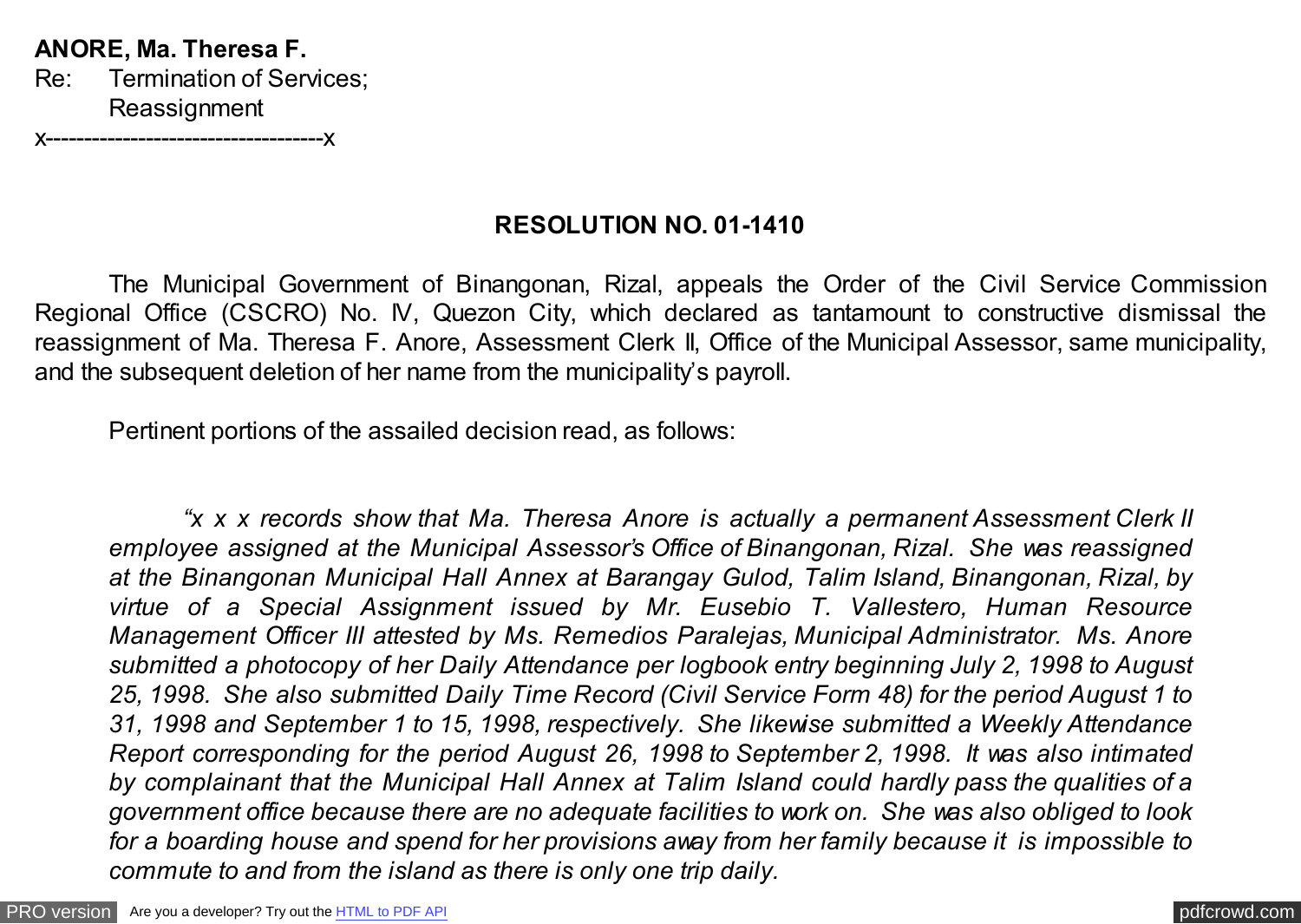**ANORE, Ma. Theresa F.**
Re: Termination of Services;
Reassignment
x------------------------------------x

**RESOLUTION NO. 01-1410**

The Municipal Government of Binangonan, Rizal, appeals the Order of the Civil Service Commission Regional Office (CSCRO) No. IV, Quezon City, which declared as tantamount to constructive dismissal the reassignment of Ma. Theresa F. Anore, Assessment Clerk II, Office of the Municipal Assessor, same municipality, and the subsequent deletion of her name from the municipality's payroll.

Pertinent portions of the assailed decision read, as follows:

> *"x x x records show that Ma. Theresa Anore is actually a permanent Assessment Clerk II employee assigned at the Municipal Assessor's Office of Binangonan, Rizal. She was reassigned at the Binangonan Municipal Hall Annex at Barangay Gulod, Talim Island, Binangonan, Rizal, by virtue of a Special Assignment issued by Mr. Eusebio T. Vallestero, Human Resource Management Officer III attested by Ms. Remedios Paralejas, Municipal Administrator. Ms. Anore submitted a photocopy of her Daily Attendance per logbook entry beginning July 2, 1998 to August 25, 1998. She also submitted Daily Time Record (Civil Service Form 48) for the period August 1 to 31, 1998 and September 1 to 15, 1998, respectively. She likewise submitted a Weekly Attendance Report corresponding for the period August 26, 1998 to September 2, 1998. It was also intimated by complainant that the Municipal Hall Annex at Talim Island could hardly pass the qualities of a government office because there are no adequate facilities to work on. She was also obliged to look for a boarding house and spend for her provisions away from her family because it is impossible to commute to and from the island as there is only one trip daily.*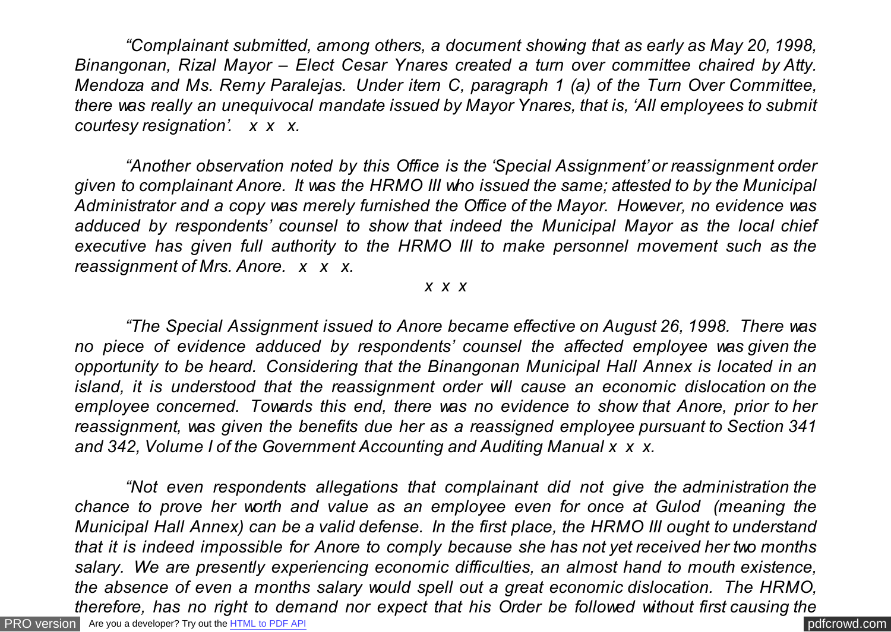*"Complainant submitted, among others, a document showing that as early as May 20, 1998, Binangonan, Rizal Mayor – Elect Cesar Ynares created a turn over committee chaired by Atty. Mendoza and Ms. Remy Paralejas. Under item C, paragraph 1 (a) of the Turn Over Committee, there was really an unequivocal mandate issued by Mayor Ynares, that is, 'All employees to submit courtesy resignation'. x x x.*

*"Another observation noted by this Office is the 'Special Assignment' or reassignment order given to complainant Anore. It was the HRMO III who issued the same; attested to by the Municipal Administrator and a copy was merely furnished the Office of the Mayor. However, no evidence was adduced by respondents' counsel to show that indeed the Municipal Mayor as the local chief executive has given full authority to the HRMO III to make personnel movement such as the reassignment of Mrs. Anore. x x x.*

*x x x*

*"The Special Assignment issued to Anore became effective on August 26, 1998. There was no piece of evidence adduced by respondents' counsel the affected employee was given the opportunity to be heard. Considering that the Binangonan Municipal Hall Annex is located in an island, it is understood that the reassignment order will cause an economic dislocation on the employee concerned. Towards this end, there was no evidence to show that Anore, prior to her reassignment, was given the benefits due her as a reassigned employee pursuant to Section 341 and 342, Volume I of the Government Accounting and Auditing Manual x x x.*

*"Not even respondents allegations that complainant did not give the administration the chance to prove her worth and value as an employee even for once at Gulod (meaning the Municipal Hall Annex) can be a valid defense. In the first place, the HRMO III ought to understand that it is indeed impossible for Anore to comply because she has not yet received her two months salary. We are presently experiencing economic difficulties, an almost hand to mouth existence, the absence of even a months salary would spell out a great economic dislocation. The HRMO, therefore, has no right to demand nor expect that his Order be followed without first causing the*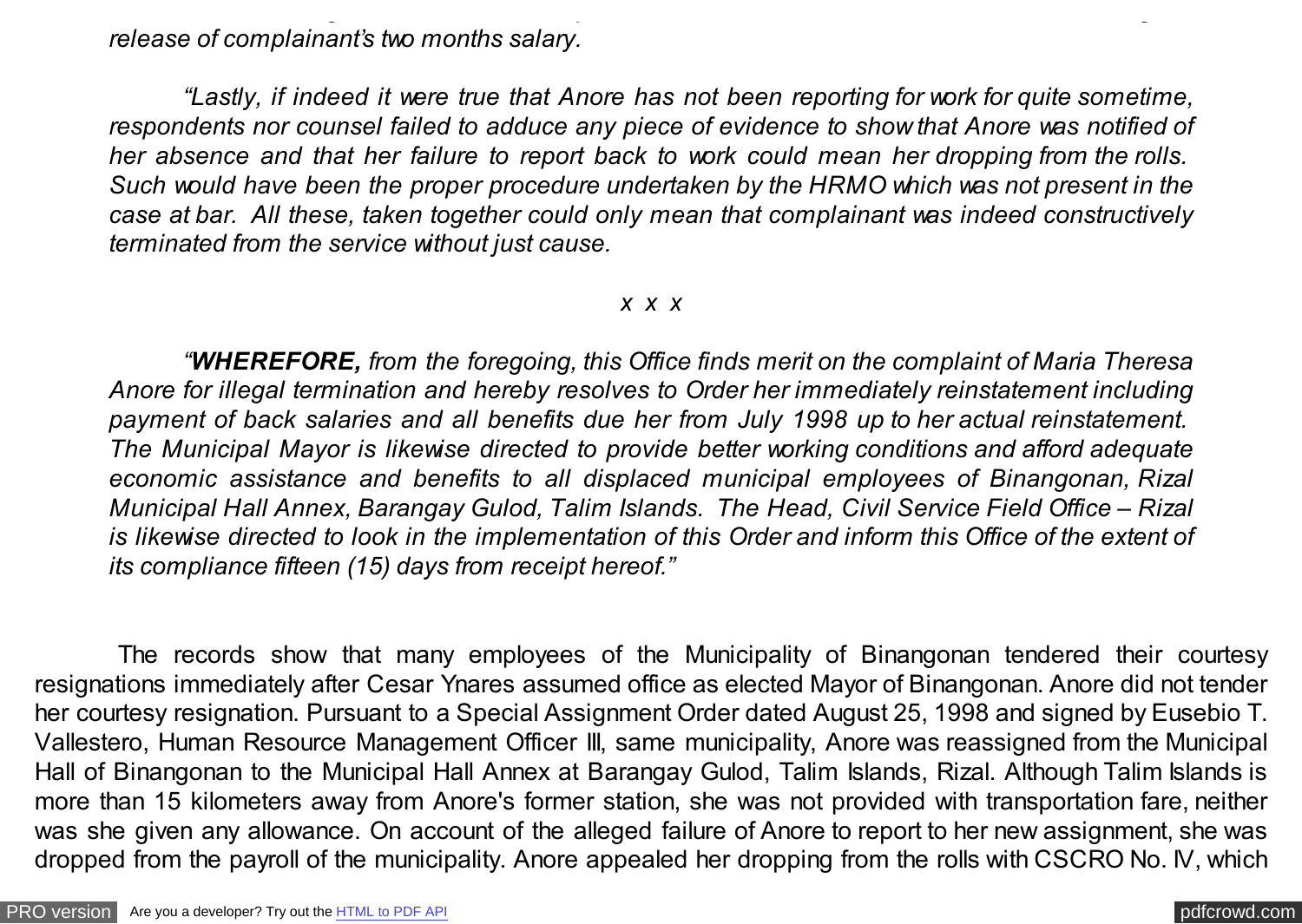*release of complainant's two months salary.*

*"Lastly, if indeed it were true that Anore has not been reporting for work for quite sometime, respondents nor counsel failed to adduce any piece of evidence to show that Anore was notified of her absence and that her failure to report back to work could mean her dropping from the rolls. Such would have been the proper procedure undertaken by the HRMO which was not present in the case at bar. All these, taken together could only mean that complainant was indeed constructively terminated from the service without just cause.*

*x x x*

*"**WHEREFORE,** from the foregoing, this Office finds merit on the complaint of Maria Theresa Anore for illegal termination and hereby resolves to Order her immediately reinstatement including payment of back salaries and all benefits due her from July 1998 up to her actual reinstatement. The Municipal Mayor is likewise directed to provide better working conditions and afford adequate economic assistance and benefits to all displaced municipal employees of Binangonan, Rizal Municipal Hall Annex, Barangay Gulod, Talim Islands. The Head, Civil Service Field Office – Rizal is likewise directed to look in the implementation of this Order and inform this Office of the extent of its compliance fifteen (15) days from receipt hereof."*

The records show that many employees of the Municipality of Binangonan tendered their courtesy resignations immediately after Cesar Ynares assumed office as elected Mayor of Binangonan. Anore did not tender her courtesy resignation. Pursuant to a Special Assignment Order dated August 25, 1998 and signed by Eusebio T. Vallestero, Human Resource Management Officer III, same municipality, Anore was reassigned from the Municipal Hall of Binangonan to the Municipal Hall Annex at Barangay Gulod, Talim Islands, Rizal. Although Talim Islands is more than 15 kilometers away from Anore's former station, she was not provided with transportation fare, neither was she given any allowance. On account of the alleged failure of Anore to report to her new assignment, she was dropped from the payroll of the municipality. Anore appealed her dropping from the rolls with CSCRO No. IV, which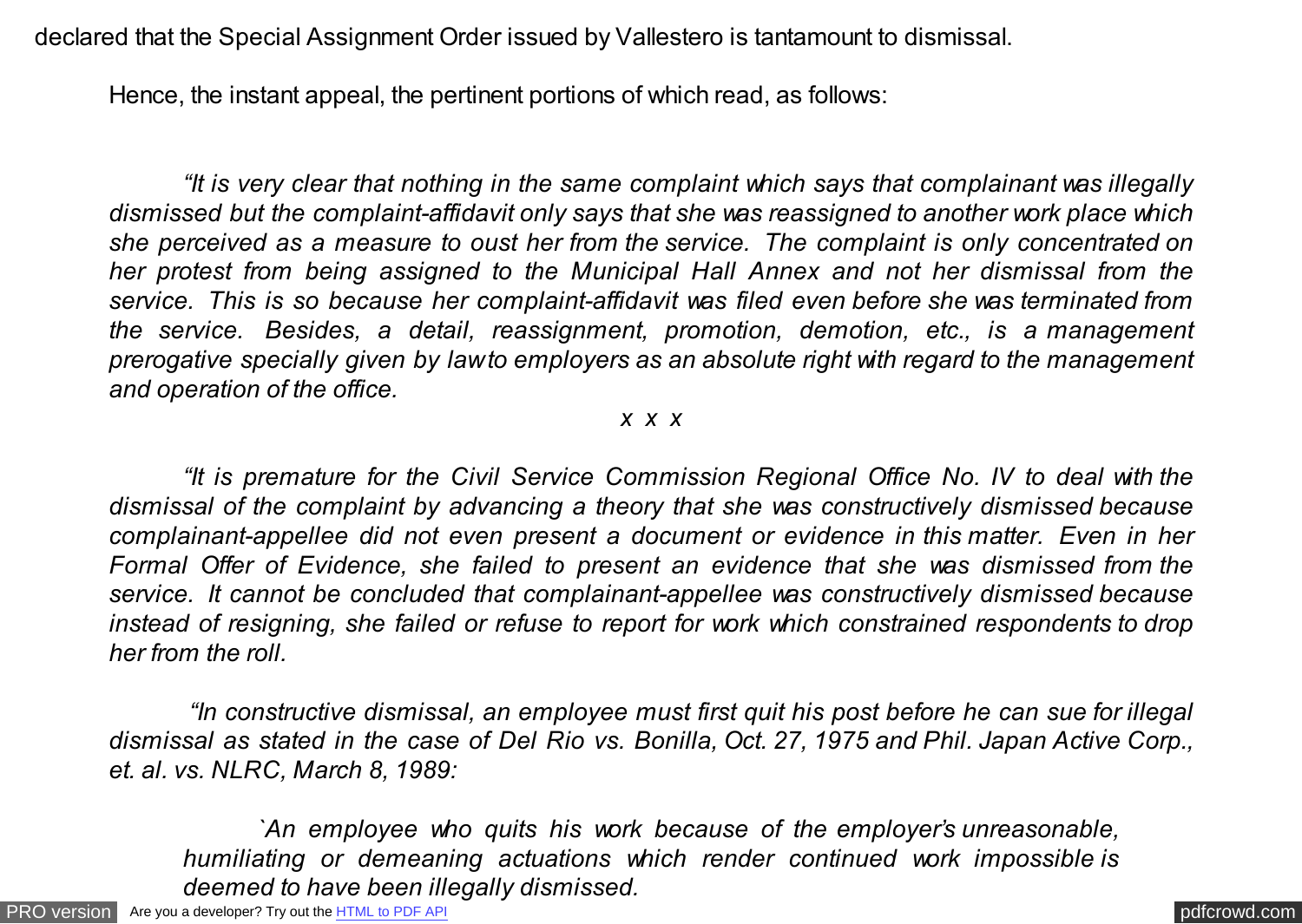declared that the Special Assignment Order issued by Vallestero is tantamount to dismissal.

Hence, the instant appeal, the pertinent portions of which read, as follows:

*"It is very clear that nothing in the same complaint which says that complainant was illegally dismissed but the complaint-affidavit only says that she was reassigned to another work place which she perceived as a measure to oust her from the service. The complaint is only concentrated on her protest from being assigned to the Municipal Hall Annex and not her dismissal from the service. This is so because her complaint-affidavit was filed even before she was terminated from the service. Besides, a detail, reassignment, promotion, demotion, etc., is a management prerogative specially given by law to employers as an absolute right with regard to the management and operation of the office.*

*x x x*

*"It is premature for the Civil Service Commission Regional Office No. IV to deal with the dismissal of the complaint by advancing a theory that she was constructively dismissed because complainant-appellee did not even present a document or evidence in this matter. Even in her Formal Offer of Evidence, she failed to present an evidence that she was dismissed from the service. It cannot be concluded that complainant-appellee was constructively dismissed because instead of resigning, she failed or refuse to report for work which constrained respondents to drop her from the roll.*

*"In constructive dismissal, an employee must first quit his post before he can sue for illegal dismissal as stated in the case of Del Rio vs. Bonilla, Oct. 27, 1975 and Phil. Japan Active Corp., et. al. vs. NLRC, March 8, 1989:*

> *`An employee who quits his work because of the employer's unreasonable, humiliating or demeaning actuations which render continued work impossible is deemed to have been illegally dismissed.*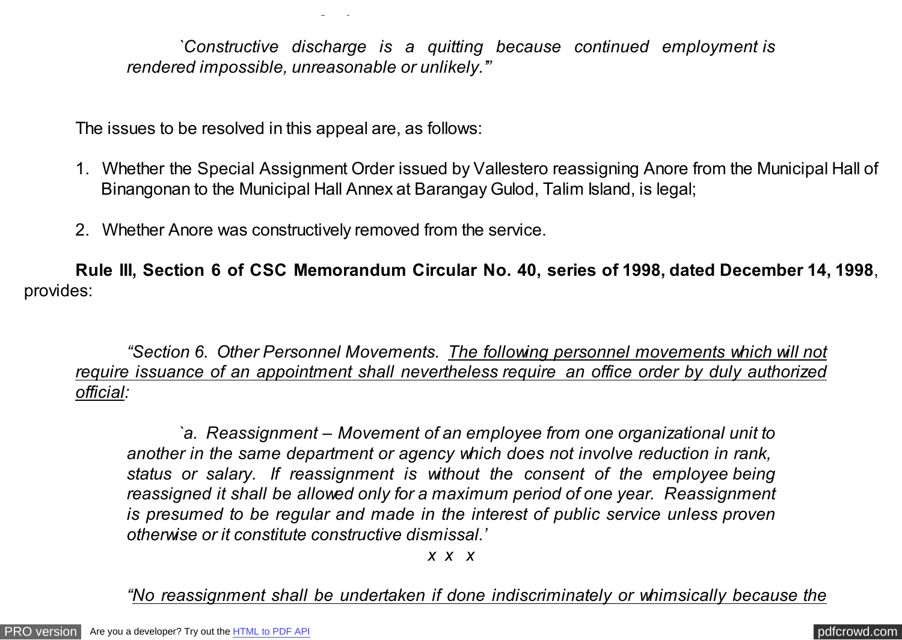*`Constructive discharge is a quitting because continued employment is rendered impossible, unreasonable or unlikely.'"*

The issues to be resolved in this appeal are, as follows:

1. Whether the Special Assignment Order issued by Vallestero reassigning Anore from the Municipal Hall of Binangonan to the Municipal Hall Annex at Barangay Gulod, Talim Island, is legal;

2. Whether Anore was constructively removed from the service.

**Rule III, Section 6 of CSC Memorandum Circular No. 40, series of 1998, dated December 14, 1998**, provides:

*"Section 6. Other Personnel Movements. <u>The following personnel movements which will not require issuance of an appointment shall nevertheless require an office order by duly authorized official</u>:*

> *`a. Reassignment – Movement of an employee from one organizational unit to another in the same department or agency which does not involve reduction in rank, status or salary. If reassignment is without the consent of the employee being reassigned it shall be allowed only for a maximum period of one year. Reassignment is presumed to be regular and made in the interest of public service unless proven otherwise or it constitute constructive dismissal.'*

*x x x*

*"<u>No reassignment shall be undertaken if done indiscriminately or whimsically because the</u>*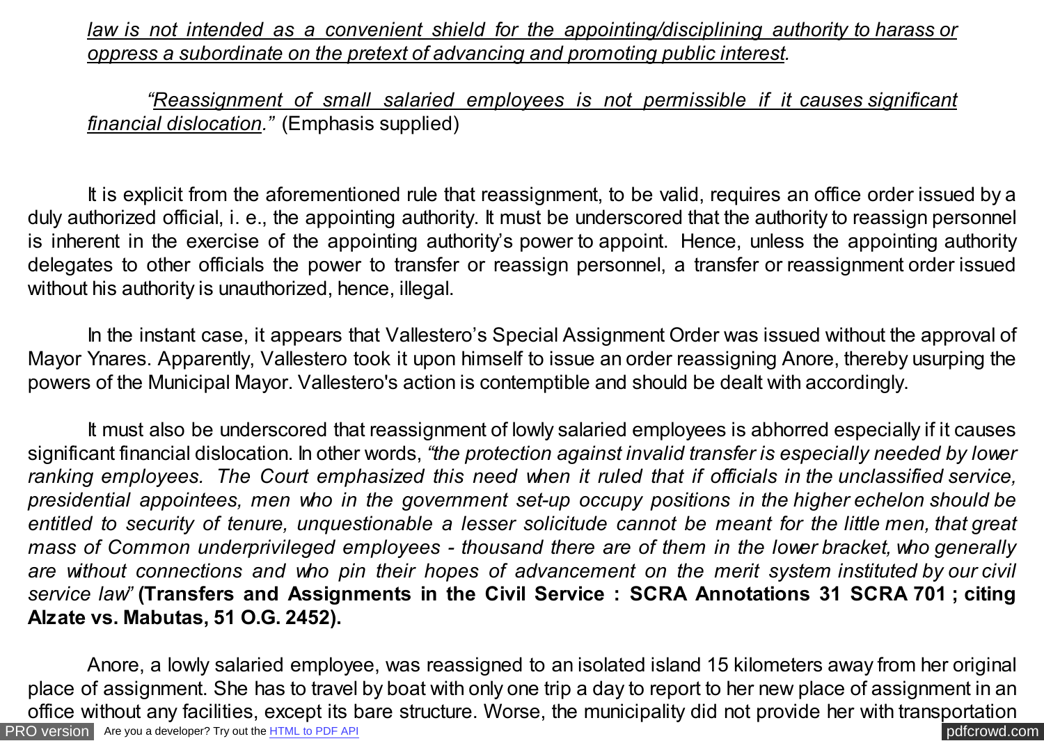*law is not intended as a convenient shield for the appointing/disciplining authority to harass or oppress a subordinate on the pretext of advancing and promoting public interest.*

*"Reassignment of small salaried employees is not permissible if it causes significant financial dislocation."* (Emphasis supplied)

It is explicit from the aforementioned rule that reassignment, to be valid, requires an office order issued by a duly authorized official, i. e., the appointing authority. It must be underscored that the authority to reassign personnel is inherent in the exercise of the appointing authority's power to appoint. Hence, unless the appointing authority delegates to other officials the power to transfer or reassign personnel, a transfer or reassignment order issued without his authority is unauthorized, hence, illegal.

In the instant case, it appears that Vallestero's Special Assignment Order was issued without the approval of Mayor Ynares. Apparently, Vallestero took it upon himself to issue an order reassigning Anore, thereby usurping the powers of the Municipal Mayor. Vallestero's action is contemptible and should be dealt with accordingly.

It must also be underscored that reassignment of lowly salaried employees is abhorred especially if it causes significant financial dislocation. In other words, *"the protection against invalid transfer is especially needed by lower ranking employees. The Court emphasized this need when it ruled that if officials in the unclassified service, presidential appointees, men who in the government set-up occupy positions in the higher echelon should be entitled to security of tenure, unquestionable a lesser solicitude cannot be meant for the little men, that great mass of Common underprivileged employees - thousand there are of them in the lower bracket, who generally are without connections and who pin their hopes of advancement on the merit system instituted by our civil service law"* **(Transfers and Assignments in the Civil Service : SCRA Annotations 31 SCRA 701 ; citing Alzate vs. Mabutas, 51 O.G. 2452).**

Anore, a lowly salaried employee, was reassigned to an isolated island 15 kilometers away from her original place of assignment. She has to travel by boat with only one trip a day to report to her new place of assignment in an office without any facilities, except its bare structure. Worse, the municipality did not provide her with transportation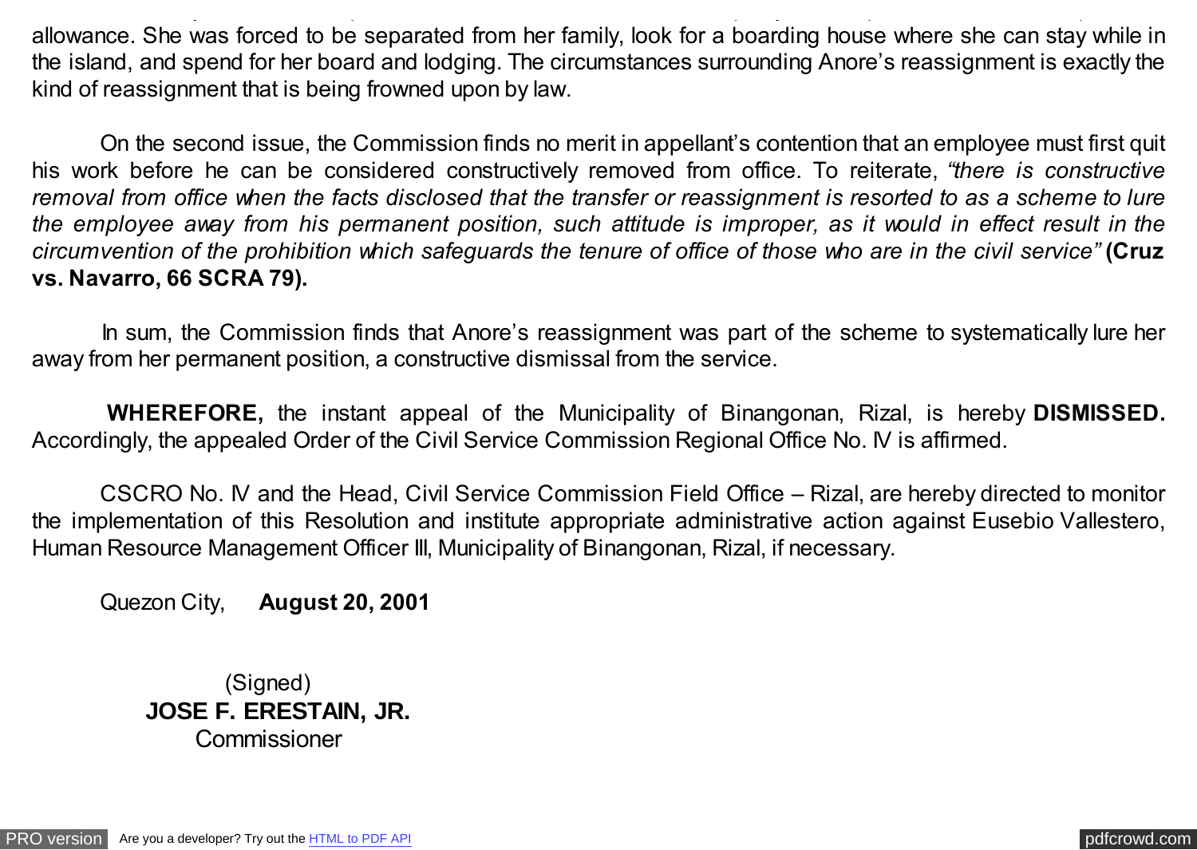allowance. She was forced to be separated from her family, look for a boarding house where she can stay while in the island, and spend for her board and lodging. The circumstances surrounding Anore's reassignment is exactly the kind of reassignment that is being frowned upon by law.

On the second issue, the Commission finds no merit in appellant's contention that an employee must first quit his work before he can be considered constructively removed from office. To reiterate, *"there is constructive removal from office when the facts disclosed that the transfer or reassignment is resorted to as a scheme to lure the employee away from his permanent position, such attitude is improper, as it would in effect result in the circumvention of the prohibition which safeguards the tenure of office of those who are in the civil service"* **(Cruz vs. Navarro, 66 SCRA 79).**

In sum, the Commission finds that Anore's reassignment was part of the scheme to systematically lure her away from her permanent position, a constructive dismissal from the service.

**WHEREFORE,** the instant appeal of the Municipality of Binangonan, Rizal, is hereby **DISMISSED.** Accordingly, the appealed Order of the Civil Service Commission Regional Office No. IV is affirmed.

CSCRO No. IV and the Head, Civil Service Commission Field Office – Rizal, are hereby directed to monitor the implementation of this Resolution and institute appropriate administrative action against Eusebio Vallestero, Human Resource Management Officer III, Municipality of Binangonan, Rizal, if necessary.

Quezon City, **August 20, 2001**

(Signed)
**JOSE F. ERESTAIN, JR.**
Commissioner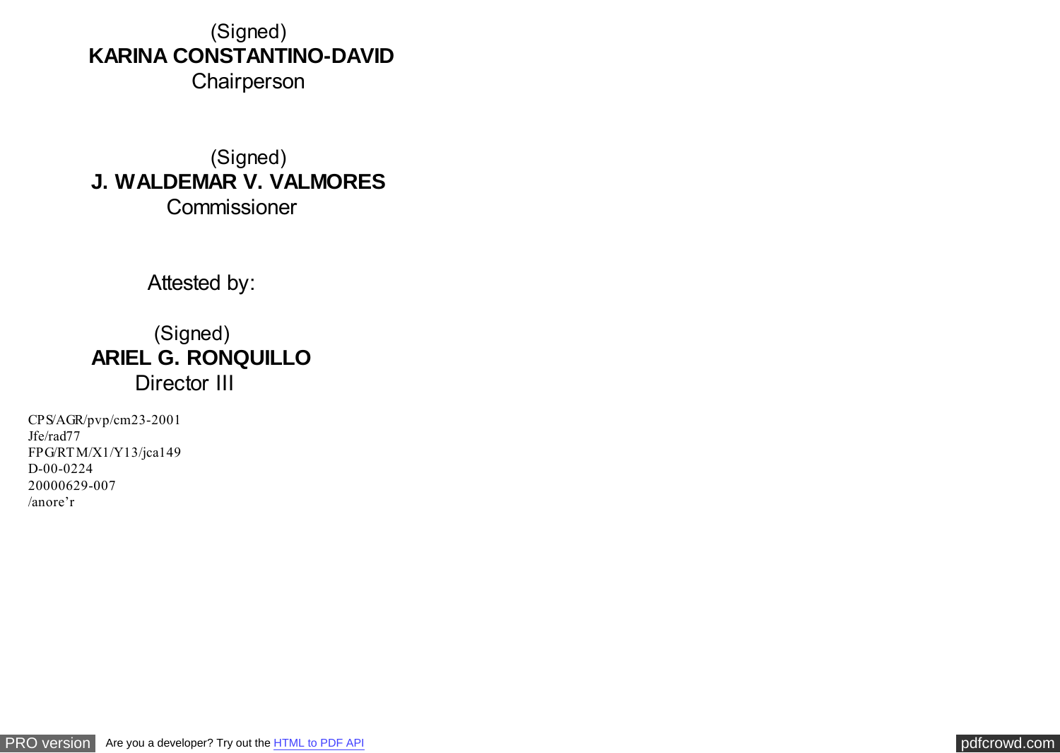(Signed)
**KARINA CONSTANTINO-DAVID**
Chairperson

(Signed)
**J. WALDEMAR V. VALMORES**
Commissioner

Attested by:

(Signed)
**ARIEL G. RONQUILLO**
Director III

CPS/AGR/pvp/cm23-2001
Jfe/rad77
FPG/RTM/X1/Y13/jca149
D-00-0224
20000629-007
/anore'r